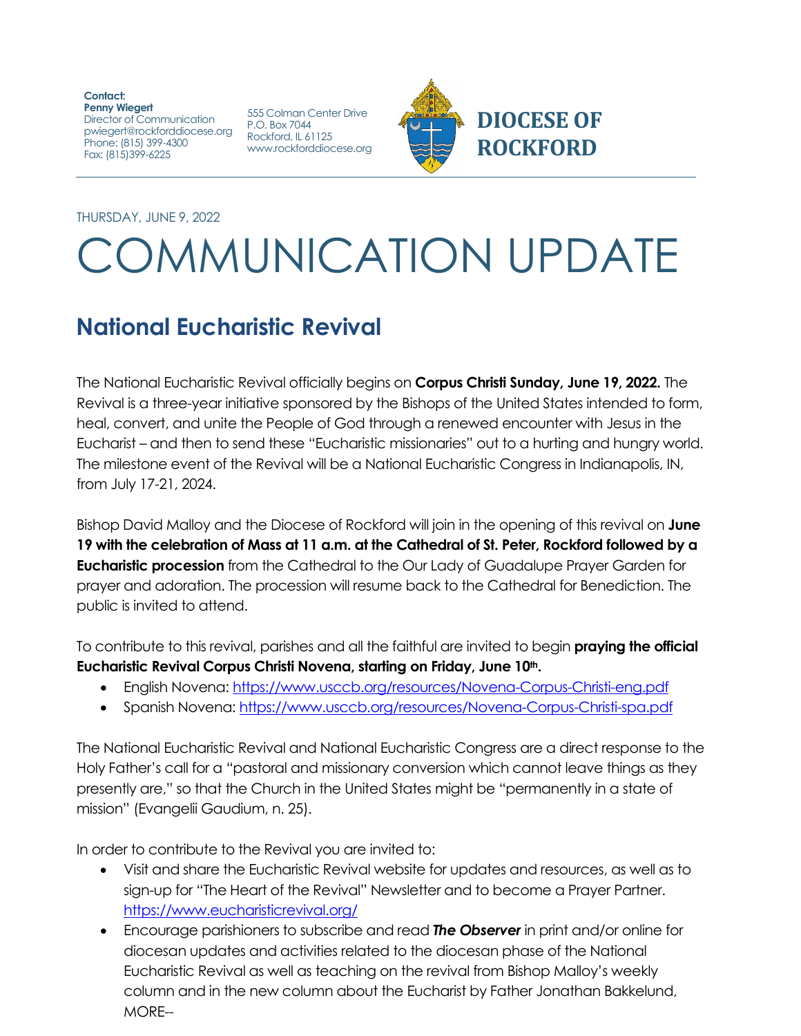**Contact:**
**Penny Wiegert**
Director of Communication
pwiegert@rockforddiocese.org
Phone: (815) 399-4300
Fax: (815)399-6225

555 Colman Center Drive
P.O. Box 7044
Rockford, IL 61125
www.rockforddiocese.org

**DIOCESE OF ROCKFORD**

THURSDAY, JUNE 9, 2022

# COMMUNICATION UPDATE

## National Eucharistic Revival

The National Eucharistic Revival officially begins on **Corpus Christi Sunday, June 19, 2022.** The Revival is a three-year initiative sponsored by the Bishops of the United States intended to form, heal, convert, and unite the People of God through a renewed encounter with Jesus in the Eucharist – and then to send these "Eucharistic missionaries" out to a hurting and hungry world. The milestone event of the Revival will be a National Eucharistic Congress in Indianapolis, IN, from July 17-21, 2024.

Bishop David Malloy and the Diocese of Rockford will join in the opening of this revival on **June 19 with the celebration of Mass at 11 a.m. at the Cathedral of St. Peter, Rockford followed by a Eucharistic procession** from the Cathedral to the Our Lady of Guadalupe Prayer Garden for prayer and adoration. The procession will resume back to the Cathedral for Benediction. The public is invited to attend.

To contribute to this revival, parishes and all the faithful are invited to begin **praying the official Eucharistic Revival Corpus Christi Novena, starting on Friday, June 10th.**

- English Novena: https://www.usccb.org/resources/Novena-Corpus-Christi-eng.pdf
- Spanish Novena: https://www.usccb.org/resources/Novena-Corpus-Christi-spa.pdf

The National Eucharistic Revival and National Eucharistic Congress are a direct response to the Holy Father's call for a "pastoral and missionary conversion which cannot leave things as they presently are," so that the Church in the United States might be "permanently in a state of mission" (Evangelii Gaudium, n. 25).

In order to contribute to the Revival you are invited to:

- Visit and share the Eucharistic Revival website for updates and resources, as well as to sign-up for "The Heart of the Revival" Newsletter and to become a Prayer Partner. https://www.eucharisticrevival.org/
- Encourage parishioners to subscribe and read ***The Observer*** in print and/or online for diocesan updates and activities related to the diocesan phase of the National Eucharistic Revival as well as teaching on the revival from Bishop Malloy's weekly column and in the new column about the Eucharist by Father Jonathan Bakkelund,

MORE--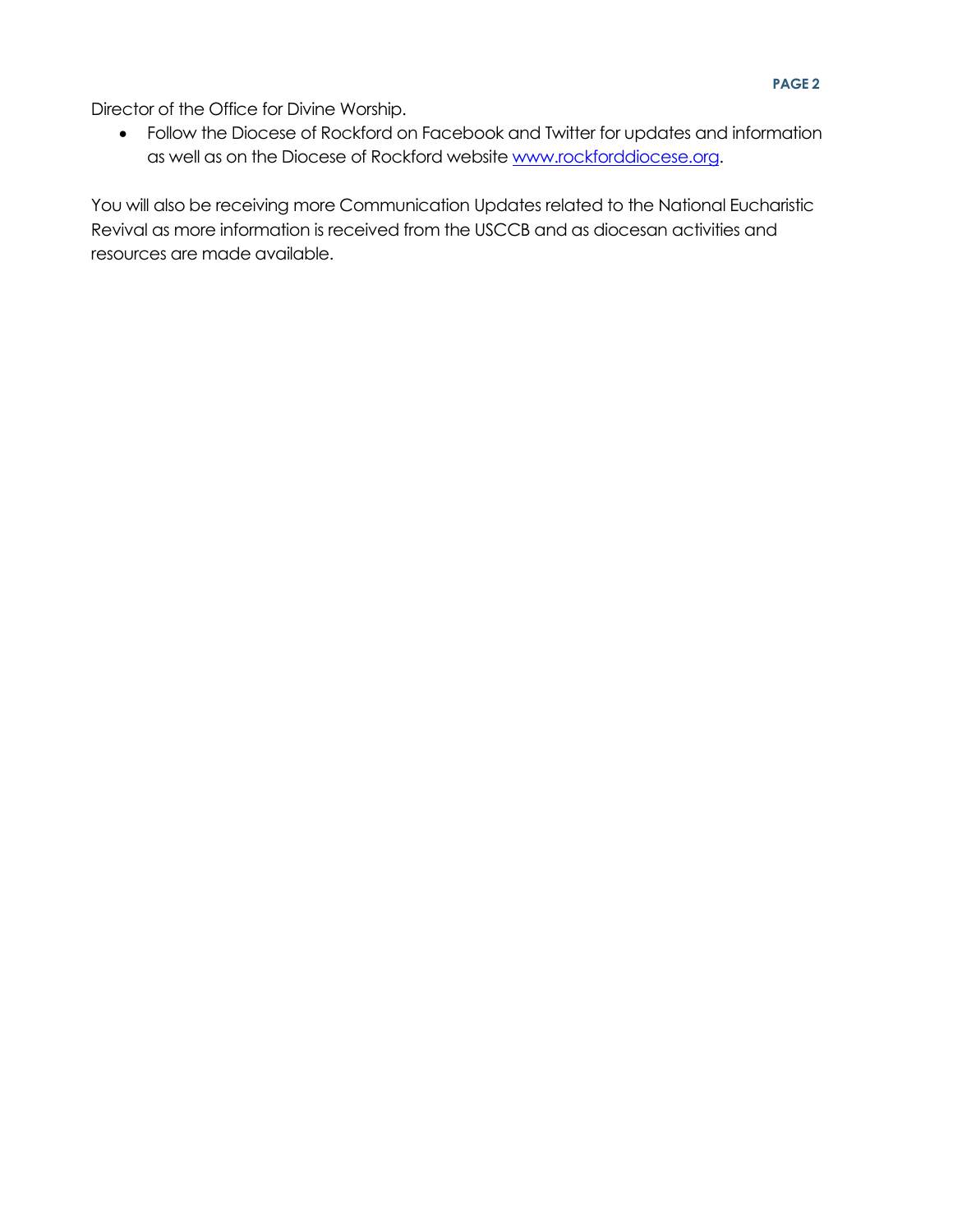Director of the Office for Divine Worship.

- Follow the Diocese of Rockford on Facebook and Twitter for updates and information as well as on the Diocese of Rockford website www.rockforddiocese.org.

You will also be receiving more Communication Updates related to the National Eucharistic Revival as more information is received from the USCCB and as diocesan activities and resources are made available.